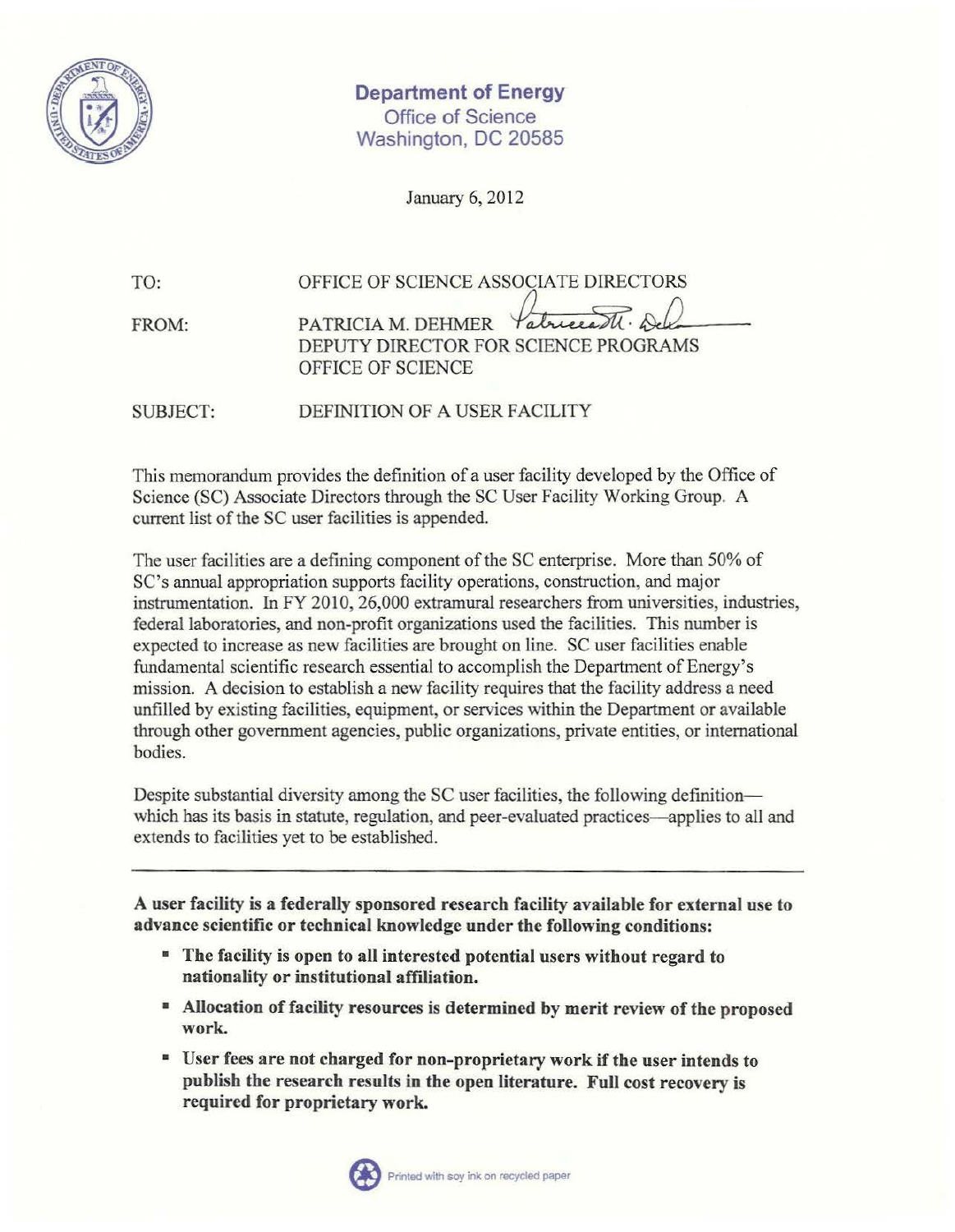**Department of Energy**
Office of Science
Washington, DC 20585

January 6, 2012

TO: OFFICE OF SCIENCE ASSOCIATE DIRECTORS

FROM: PATRICIA M. DEHMER
DEPUTY DIRECTOR FOR SCIENCE PROGRAMS
OFFICE OF SCIENCE

SUBJECT: DEFINITION OF A USER FACILITY

This memorandum provides the definition of a user facility developed by the Office of Science (SC) Associate Directors through the SC User Facility Working Group. A current list of the SC user facilities is appended.

The user facilities are a defining component of the SC enterprise. More than 50% of SC's annual appropriation supports facility operations, construction, and major instrumentation. In FY 2010, 26,000 extramural researchers from universities, industries, federal laboratories, and non-profit organizations used the facilities. This number is expected to increase as new facilities are brought on line. SC user facilities enable fundamental scientific research essential to accomplish the Department of Energy's mission. A decision to establish a new facility requires that the facility address a need unfilled by existing facilities, equipment, or services within the Department or available through other government agencies, public organizations, private entities, or international bodies.

Despite substantial diversity among the SC user facilities, the following definition—which has its basis in statute, regulation, and peer-evaluated practices—applies to all and extends to facilities yet to be established.

---

**A user facility is a federally sponsored research facility available for external use to advance scientific or technical knowledge under the following conditions:**

- **The facility is open to all interested potential users without regard to nationality or institutional affiliation.**
- **Allocation of facility resources is determined by merit review of the proposed work.**
- **User fees are not charged for non-proprietary work if the user intends to publish the research results in the open literature. Full cost recovery is required for proprietary work.**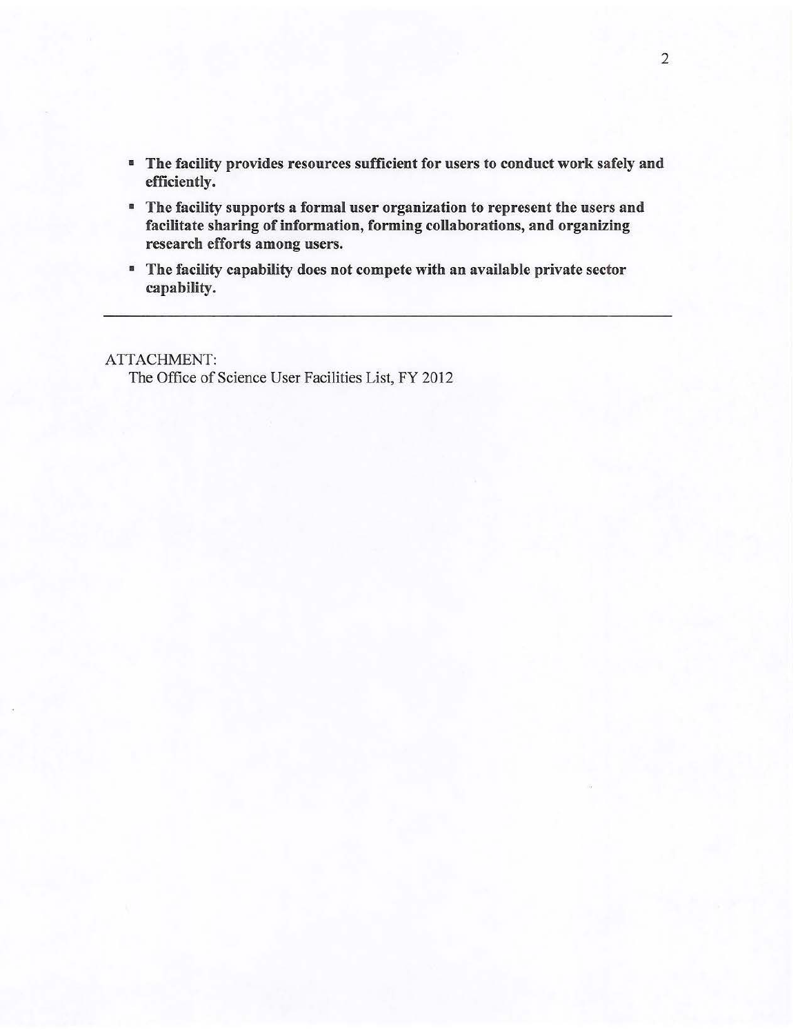- **The facility provides resources sufficient for users to conduct work safely and efficiently.**
- **The facility supports a formal user organization to represent the users and facilitate sharing of information, forming collaborations, and organizing research efforts among users.**
- **The facility capability does not compete with an available private sector capability.**

---

ATTACHMENT:

The Office of Science User Facilities List, FY 2012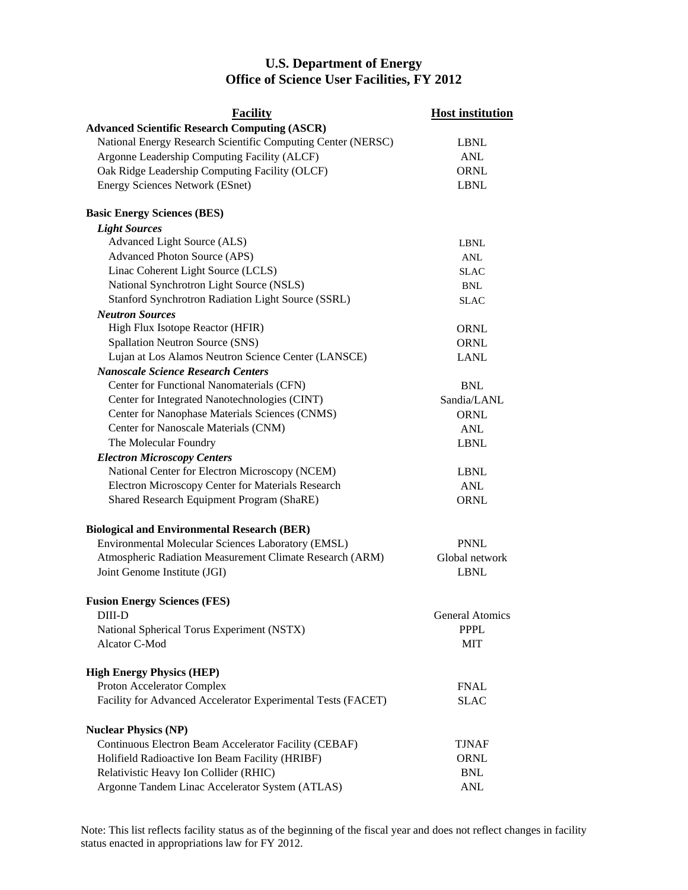# U.S. Department of Energy
## Office of Science User Facilities, FY 2012

| Facility | Host institution |
|---|---|
| **Advanced Scientific Research Computing (ASCR)** | |
| National Energy Research Scientific Computing Center (NERSC) | LBNL |
| Argonne Leadership Computing Facility (ALCF) | ANL |
| Oak Ridge Leadership Computing Facility (OLCF) | ORNL |
| Energy Sciences Network (ESnet) | LBNL |
| | |
| **Basic Energy Sciences (BES)** | |
| ***Light Sources*** | |
| Advanced Light Source (ALS) | LBNL |
| Advanced Photon Source (APS) | ANL |
| Linac Coherent Light Source (LCLS) | SLAC |
| National Synchrotron Light Source (NSLS) | BNL |
| Stanford Synchrotron Radiation Light Source (SSRL) | SLAC |
| ***Neutron Sources*** | |
| High Flux Isotope Reactor (HFIR) | ORNL |
| Spallation Neutron Source (SNS) | ORNL |
| Lujan at Los Alamos Neutron Science Center (LANSCE) | LANL |
| ***Nanoscale Science Research Centers*** | |
| Center for Functional Nanomaterials (CFN) | BNL |
| Center for Integrated Nanotechnologies (CINT) | Sandia/LANL |
| Center for Nanophase Materials Sciences (CNMS) | ORNL |
| Center for Nanoscale Materials (CNM) | ANL |
| The Molecular Foundry | LBNL |
| ***Electron Microscopy Centers*** | |
| National Center for Electron Microscopy (NCEM) | LBNL |
| Electron Microscopy Center for Materials Research | ANL |
| Shared Research Equipment Program (ShaRE) | ORNL |
| | |
| **Biological and Environmental Research (BER)** | |
| Environmental Molecular Sciences Laboratory (EMSL) | PNNL |
| Atmospheric Radiation Measurement Climate Research (ARM) | Global network |
| Joint Genome Institute (JGI) | LBNL |
| | |
| **Fusion Energy Sciences (FES)** | |
| DIII-D | General Atomics |
| National Spherical Torus Experiment (NSTX) | PPPL |
| Alcator C-Mod | MIT |
| | |
| **High Energy Physics (HEP)** | |
| Proton Accelerator Complex | FNAL |
| Facility for Advanced Accelerator Experimental Tests (FACET) | SLAC |
| | |
| **Nuclear Physics (NP)** | |
| Continuous Electron Beam Accelerator Facility (CEBAF) | TJNAF |
| Holifield Radioactive Ion Beam Facility (HRIBF) | ORNL |
| Relativistic Heavy Ion Collider (RHIC) | BNL |
| Argonne Tandem Linac Accelerator System (ATLAS) | ANL |

Note: This list reflects facility status as of the beginning of the fiscal year and does not reflect changes in facility status enacted in appropriations law for FY 2012.